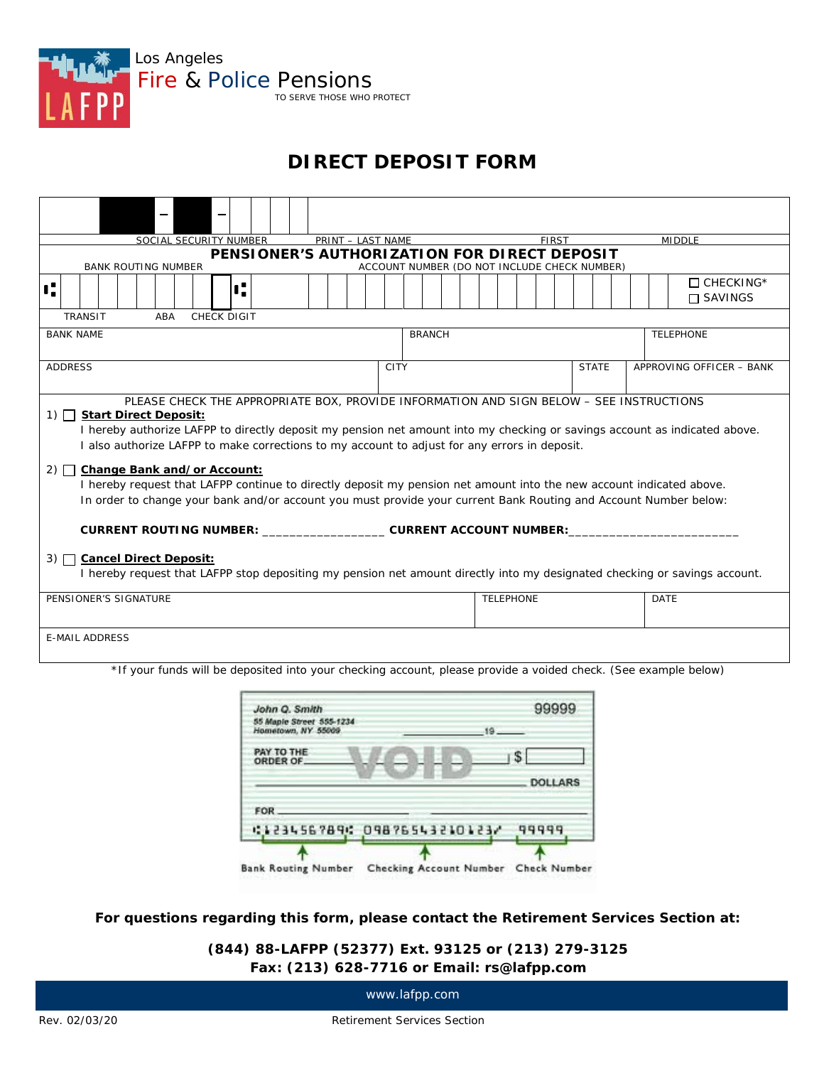Los Angeles
Fire & Police Pensions
TO SERVE THOSE WHO PROTECT

# DIRECT DEPOSIT FORM

| SOCIAL SECURITY NUMBER | PRINT – LAST NAME | FIRST | MIDDLE |
|---|---|---|---|
| – – | | | |

## PENSIONER'S AUTHORIZATION FOR DIRECT DEPOSIT

| BANK ROUTING NUMBER | ACCOUNT NUMBER (DO NOT INCLUDE CHECK NUMBER) | |
|---|---|---|
| | | ☐ CHECKING* ☐ SAVINGS |
| TRANSIT ABA CHECK DIGIT | | |

| BANK NAME | BRANCH | TELEPHONE |
|---|---|---|
| | | |

| ADDRESS | CITY | STATE | APPROVING OFFICER – BANK |
|---|---|---|---|
| | | | |

PLEASE CHECK THE APPROPRIATE BOX, PROVIDE INFORMATION AND SIGN BELOW – SEE INSTRUCTIONS

1) ☐ **Start Direct Deposit:**
I hereby authorize LAFPP to directly deposit my pension net amount into my checking or savings account as indicated above. I also authorize LAFPP to make corrections to my account to adjust for any errors in deposit.

2) ☐ **Change Bank and/or Account:**
I hereby request that LAFPP continue to directly deposit my pension net amount into the new account indicated above. In order to change your bank and/or account you must provide your current Bank Routing and Account Number below:

**CURRENT ROUTING NUMBER:** _________________ **CURRENT ACCOUNT NUMBER:** _________________________

3) ☐ **Cancel Direct Deposit:**
I hereby request that LAFPP stop depositing my pension net amount directly into my designated checking or savings account.

| PENSIONER'S SIGNATURE | TELEPHONE | DATE |
|---|---|---|
| | | |

| E-MAIL ADDRESS |
|---|
| |

*If your funds will be deposited into your checking account, please provide a voided check. (See example below)

John Q. Smith
55 Maple Street 555-1234
Hometown, NY 55009
99999
PAY TO THE ORDER OF VOID $
DOLLARS
FOR
⑆123456789⑆ 098765432101​23⑈ 99999
Bank Routing Number Checking Account Number Check Number

**For questions regarding this form, please contact the Retirement Services Section at:**

**(844) 88-LAFPP (52377) Ext. 93125 or (213) 279-3125**
**Fax: (213) 628-7716 or Email: rs@lafpp.com**

www.lafpp.com

Rev. 02/03/20 Retirement Services Section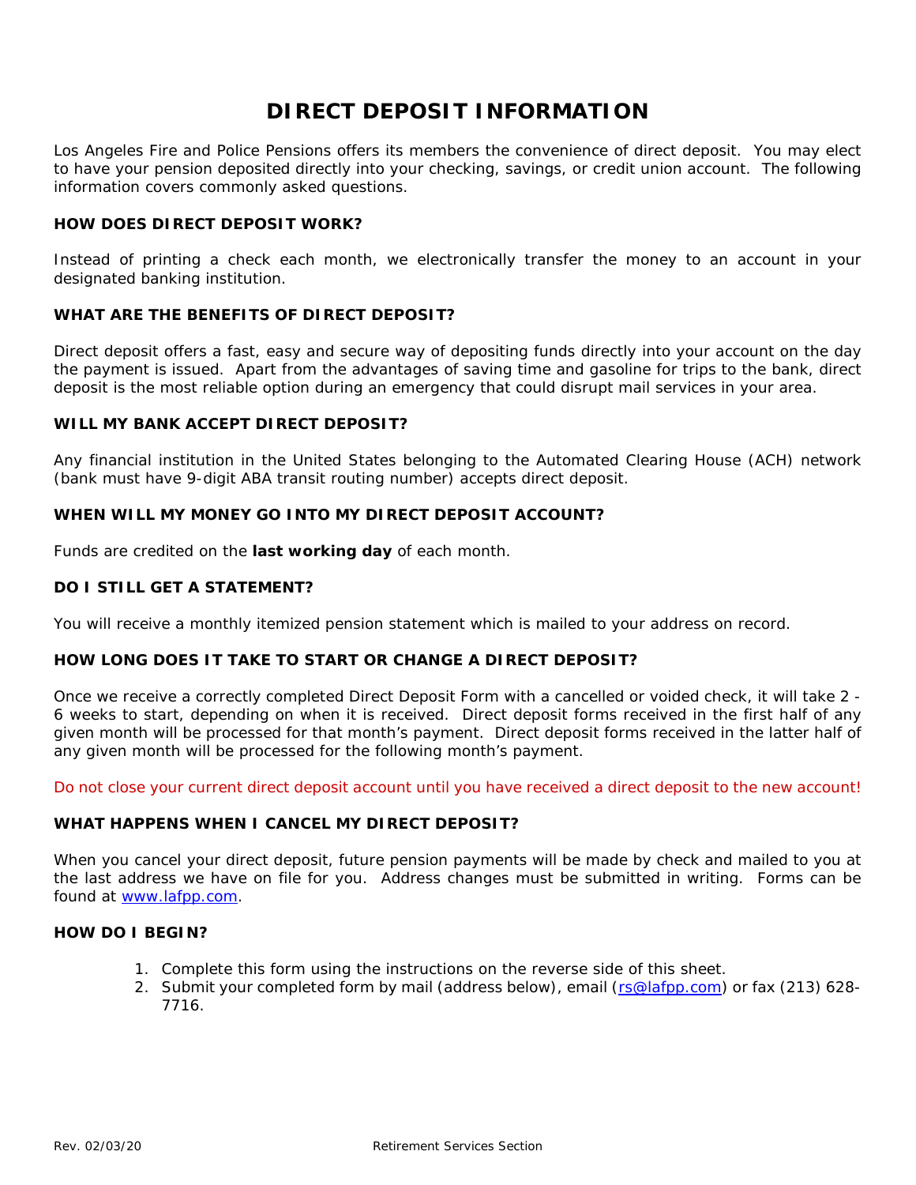# DIRECT DEPOSIT INFORMATION

Los Angeles Fire and Police Pensions offers its members the convenience of direct deposit. You may elect to have your pension deposited directly into your checking, savings, or credit union account. The following information covers commonly asked questions.

### HOW DOES DIRECT DEPOSIT WORK?

Instead of printing a check each month, we electronically transfer the money to an account in your designated banking institution.

### WHAT ARE THE BENEFITS OF DIRECT DEPOSIT?

Direct deposit offers a fast, easy and secure way of depositing funds directly into your account on the day the payment is issued. Apart from the advantages of saving time and gasoline for trips to the bank, direct deposit is the most reliable option during an emergency that could disrupt mail services in your area.

### WILL MY BANK ACCEPT DIRECT DEPOSIT?

Any financial institution in the United States belonging to the Automated Clearing House (ACH) network (bank must have 9-digit ABA transit routing number) accepts direct deposit.

### WHEN WILL MY MONEY GO INTO MY DIRECT DEPOSIT ACCOUNT?

Funds are credited on the **last working day** of each month.

### DO I STILL GET A STATEMENT?

You will receive a monthly itemized pension statement which is mailed to your address on record.

### HOW LONG DOES IT TAKE TO START OR CHANGE A DIRECT DEPOSIT?

Once we receive a correctly completed Direct Deposit Form with a cancelled or voided check, it will take 2 - 6 weeks to start, depending on when it is received. Direct deposit forms received in the first half of any given month will be processed for that month's payment. Direct deposit forms received in the latter half of any given month will be processed for the following month's payment.

Do not close your current direct deposit account until you have received a direct deposit to the new account!

### WHAT HAPPENS WHEN I CANCEL MY DIRECT DEPOSIT?

When you cancel your direct deposit, future pension payments will be made by check and mailed to you at the last address we have on file for you. Address changes must be submitted in writing. Forms can be found at www.lafpp.com.

### HOW DO I BEGIN?

1. Complete this form using the instructions on the reverse side of this sheet.
2. Submit your completed form by mail (address below), email (rs@lafpp.com) or fax (213) 628-7716.

Rev. 02/03/20 Retirement Services Section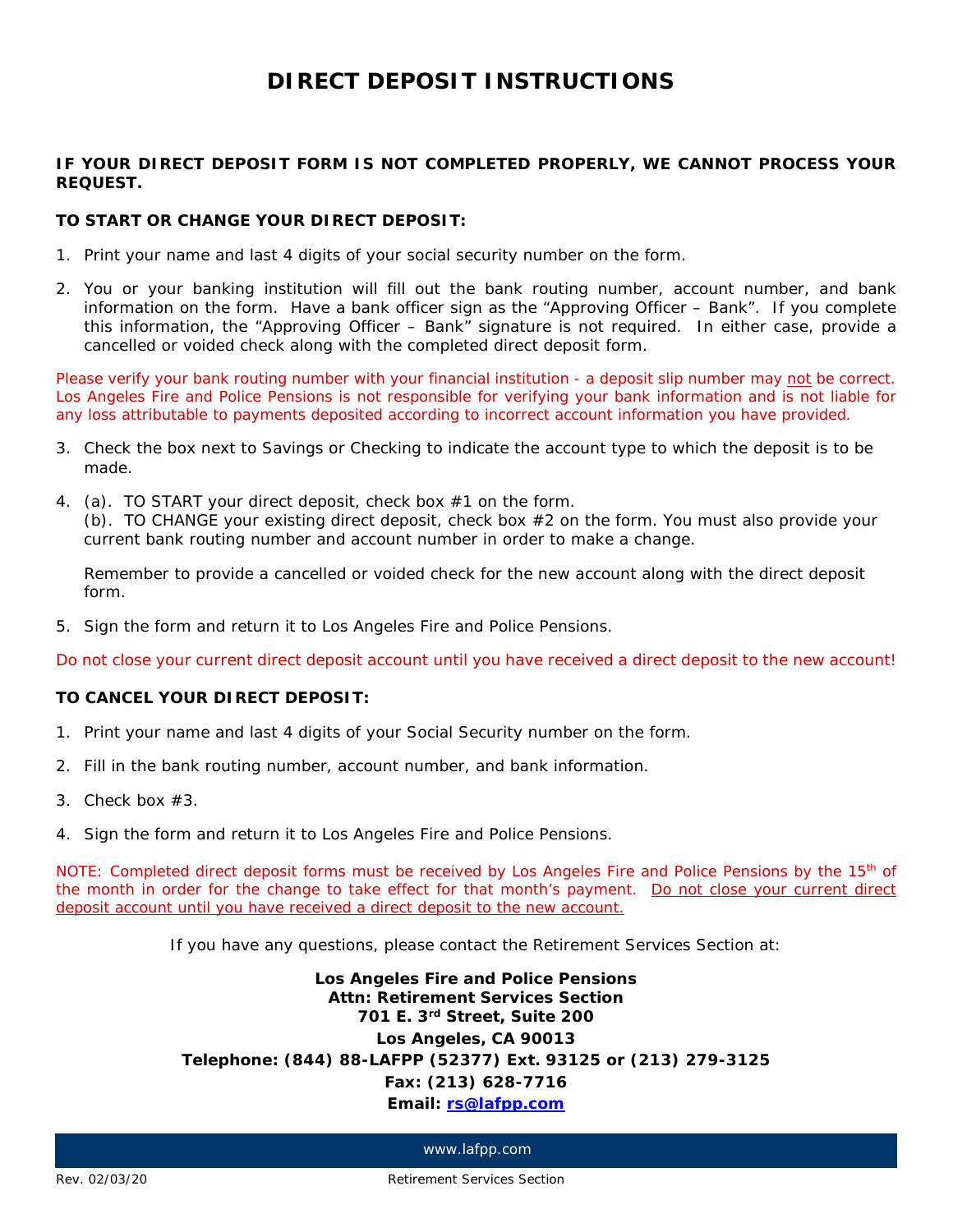# DIRECT DEPOSIT INSTRUCTIONS

**IF YOUR DIRECT DEPOSIT FORM IS NOT COMPLETED PROPERLY, WE CANNOT PROCESS YOUR REQUEST.**

**TO START OR CHANGE YOUR DIRECT DEPOSIT:**

1. Print your name and last 4 digits of your social security number on the form.

2. You or your banking institution will fill out the bank routing number, account number, and bank information on the form. Have a bank officer sign as the "Approving Officer – Bank". If you complete this information, the "Approving Officer – Bank" signature is not required. In either case, provide a cancelled or voided check along with the completed direct deposit form.

Please verify your bank routing number with your financial institution - a deposit slip number may not be correct. Los Angeles Fire and Police Pensions is not responsible for verifying your bank information and is not liable for any loss attributable to payments deposited according to incorrect account information you have provided.

3. Check the box next to Savings or Checking to indicate the account type to which the deposit is to be made.

4. (a). TO START your direct deposit, check box #1 on the form.
   (b). TO CHANGE your existing direct deposit, check box #2 on the form. You must also provide your current bank routing number and account number in order to make a change.

   Remember to provide a cancelled or voided check for the new account along with the direct deposit form.

5. Sign the form and return it to Los Angeles Fire and Police Pensions.

Do not close your current direct deposit account until you have received a direct deposit to the new account!

**TO CANCEL YOUR DIRECT DEPOSIT:**

1. Print your name and last 4 digits of your Social Security number on the form.

2. Fill in the bank routing number, account number, and bank information.

3. Check box #3.

4. Sign the form and return it to Los Angeles Fire and Police Pensions.

NOTE: Completed direct deposit forms must be received by Los Angeles Fire and Police Pensions by the 15th of the month in order for the change to take effect for that month's payment. Do not close your current direct deposit account until you have received a direct deposit to the new account.

If you have any questions, please contact the Retirement Services Section at:

**Los Angeles Fire and Police Pensions**
**Attn: Retirement Services Section**
**701 E. 3rd Street, Suite 200**
**Los Angeles, CA 90013**
**Telephone: (844) 88-LAFPP (52377) Ext. 93125 or (213) 279-3125**
**Fax: (213) 628-7716**
**Email: rs@lafpp.com**

www.lafpp.com

Rev. 02/03/20 Retirement Services Section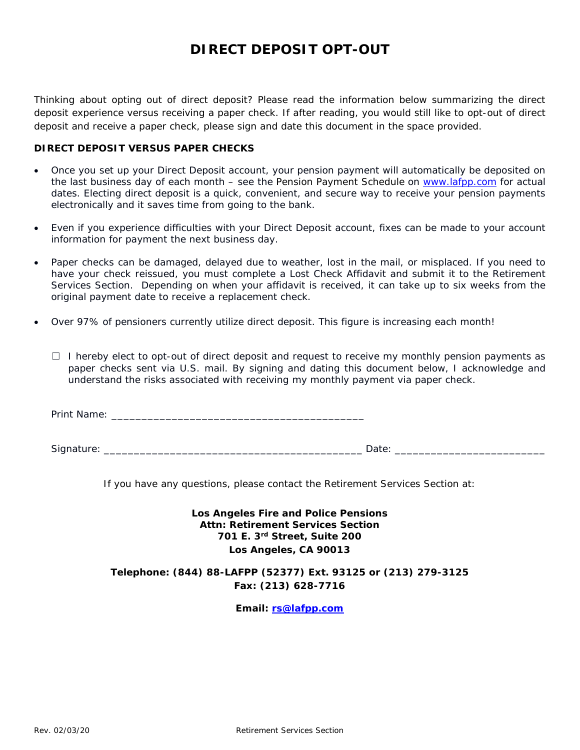# DIRECT DEPOSIT OPT-OUT

Thinking about opting out of direct deposit? Please read the information below summarizing the direct deposit experience versus receiving a paper check. If after reading, you would still like to opt-out of direct deposit and receive a paper check, please sign and date this document in the space provided.

**DIRECT DEPOSIT VERSUS PAPER CHECKS**

- Once you set up your Direct Deposit account, your pension payment will automatically be deposited on the last business day of each month – see the Pension Payment Schedule on [www.lafpp.com](http://www.lafpp.com) for actual dates. Electing direct deposit is a quick, convenient, and secure way to receive your pension payments electronically and it saves time from going to the bank.
- Even if you experience difficulties with your Direct Deposit account, fixes can be made to your account information for payment the next business day.
- Paper checks can be damaged, delayed due to weather, lost in the mail, or misplaced. If you need to have your check reissued, you must complete a Lost Check Affidavit and submit it to the Retirement Services Section. Depending on when your affidavit is received, it can take up to six weeks from the original payment date to receive a replacement check.
- Over 97% of pensioners currently utilize direct deposit. This figure is increasing each month!

☐ I hereby elect to opt-out of direct deposit and request to receive my monthly pension payments as paper checks sent via U.S. mail. By signing and dating this document below, I acknowledge and understand the risks associated with receiving my monthly payment via paper check.

Print Name: ___________________________________________

Signature: ____________________________________________ Date: _________________________

If you have any questions, please contact the Retirement Services Section at:

**Los Angeles Fire and Police Pensions**
**Attn: Retirement Services Section**
**701 E. 3rd Street, Suite 200**
**Los Angeles, CA 90013**

**Telephone: (844) 88-LAFPP (52377) Ext. 93125 or (213) 279-3125**
**Fax: (213) 628-7716**

**Email: [rs@lafpp.com](mailto:rs@lafpp.com)**

Rev. 02/03/20 Retirement Services Section